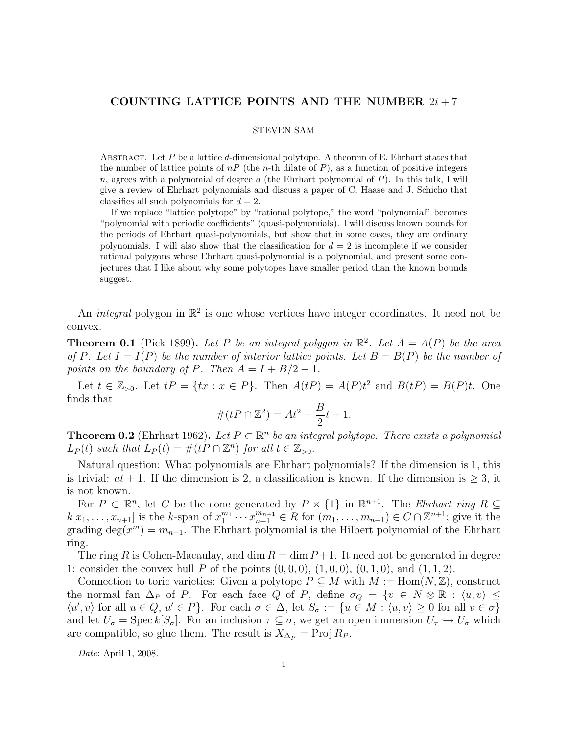# COUNTING LATTICE POINTS AND THE NUMBER $2i + 7$

STEVEN SAM

Abstract. Let $P$ be a lattice $d$-dimensional polytope. A theorem of E. Ehrhart states that the number of lattice points of $nP$ (the $n$-th dilate of $P$), as a function of positive integers $n$, agrees with a polynomial of degree $d$ (the Ehrhart polynomial of $P$). In this talk, I will give a review of Ehrhart polynomials and discuss a paper of C. Haase and J. Schicho that classifies all such polynomials for $d = 2$.

If we replace "lattice polytope" by "rational polytope," the word "polynomial" becomes "polynomial with periodic coefficients" (quasi-polynomials). I will discuss known bounds for the periods of Ehrhart quasi-polynomials, but show that in some cases, they are ordinary polynomials. I will also show that the classification for $d = 2$ is incomplete if we consider rational polygons whose Ehrhart quasi-polynomial is a polynomial, and present some conjectures that I like about why some polytopes have smaller period than the known bounds suggest.

An *integral* polygon in $\mathbb{R}^2$ is one whose vertices have integer coordinates. It need not be convex.

**Theorem 0.1** (Pick 1899)**.** *Let $P$ be an integral polygon in $\mathbb{R}^2$. Let $A = A(P)$ be the area of $P$. Let $I = I(P)$ be the number of interior lattice points. Let $B = B(P)$ be the number of points on the boundary of $P$. Then $A = I + B/2 - 1$.*

Let $t \in \mathbb{Z}_{>0}$. Let $tP = \{tx : x \in P\}$. Then $A(tP) = A(P)t^2$ and $B(tP) = B(P)t$. One finds that

$$\#(tP \cap \mathbb{Z}^2) = At^2 + \frac{B}{2}t + 1.$$

**Theorem 0.2** (Ehrhart 1962)**.** *Let $P \subset \mathbb{R}^n$ be an integral polytope. There exists a polynomial $L_P(t)$ such that $L_P(t) = \#(tP \cap \mathbb{Z}^n)$ for all $t \in \mathbb{Z}_{>0}$.*

Natural question: What polynomials are Ehrhart polynomials? If the dimension is 1, this is trivial: $at + 1$. If the dimension is 2, a classification is known. If the dimension is $\geq 3$, it is not known.

For $P \subset \mathbb{R}^n$, let $C$ be the cone generated by $P \times \{1\}$ in $\mathbb{R}^{n+1}$. The *Ehrhart ring* $R \subseteq k[x_1, \dots, x_{n+1}]$ is the $k$-span of $x_1^{m_1} \cdots x_{n+1}^{m_{n+1}} \in R$ for $(m_1, \dots, m_{n+1}) \in C \cap \mathbb{Z}^{n+1}$; give it the grading $\deg(x^m) = m_{n+1}$. The Ehrhart polynomial is the Hilbert polynomial of the Ehrhart ring.

The ring $R$ is Cohen-Macaulay, and $\dim R = \dim P + 1$. It need not be generated in degree 1: consider the convex hull $P$ of the points $(0, 0, 0)$, $(1, 0, 0)$, $(0, 1, 0)$, and $(1, 1, 2)$.

Connection to toric varieties: Given a polytope $P \subseteq M$ with $M := \mathrm{Hom}(N, \mathbb{Z})$, construct the normal fan $\Delta_P$ of $P$. For each face $Q$ of $P$, define $\sigma_Q = \{v \in N \otimes \mathbb{R} : \langle u, v \rangle \leq \langle u', v \rangle \text{ for all } u \in Q, u' \in P\}$. For each $\sigma \in \Delta$, let $S_\sigma := \{u \in M : \langle u, v \rangle \geq 0 \text{ for all } v \in \sigma\}$ and let $U_\sigma = \mathrm{Spec}\, k[S_\sigma]$. For an inclusion $\tau \subseteq \sigma$, we get an open immersion $U_\tau \hookrightarrow U_\sigma$ which are compatible, so glue them. The result is $X_{\Delta_P} = \mathrm{Proj}\, R_P$.

*Date*: April 1, 2008.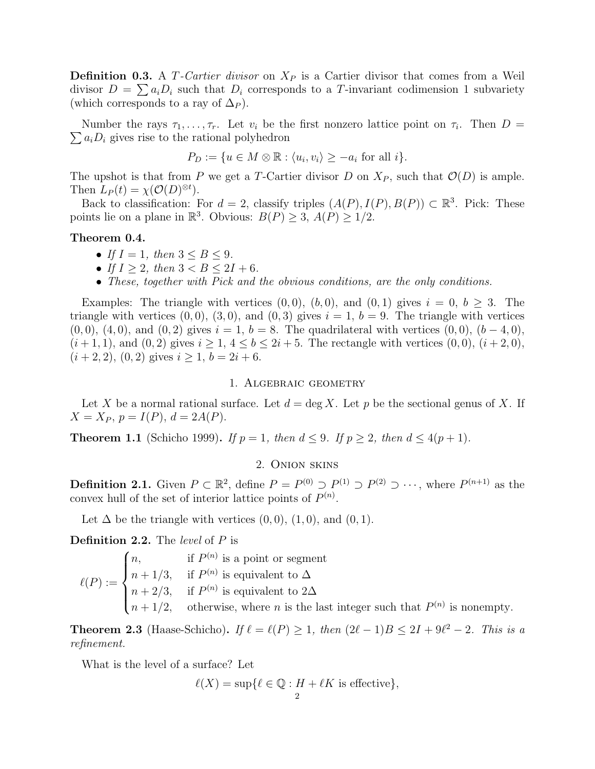**Definition 0.3.** A *T-Cartier divisor* on $X_P$ is a Cartier divisor that comes from a Weil divisor $D = \sum a_i D_i$ such that $D_i$ corresponds to a $T$-invariant codimension 1 subvariety (which corresponds to a ray of $\Delta_P$).

Number the rays $\tau_1, \ldots, \tau_r$. Let $v_i$ be the first nonzero lattice point on $\tau_i$. Then $D = \sum a_i D_i$ gives rise to the rational polyhedron

$$P_D := \{u \in M \otimes \mathbb{R} : \langle u_i, v_i \rangle \geq -a_i \text{ for all } i\}.$$

The upshot is that from $P$ we get a $T$-Cartier divisor $D$ on $X_P$, such that $\mathcal{O}(D)$ is ample. Then $L_P(t) = \chi(\mathcal{O}(D)^{\otimes t})$.

Back to classification: For $d = 2$, classify triples $(A(P), I(P), B(P)) \subset \mathbb{R}^3$. Pick: These points lie on a plane in $\mathbb{R}^3$. Obvious: $B(P) \geq 3$, $A(P) \geq 1/2$.

**Theorem 0.4.**

- *If $I = 1$, then $3 \leq B \leq 9$.*
- *If $I \geq 2$, then $3 < B \leq 2I + 6$.*
- *These, together with Pick and the obvious conditions, are the only conditions.*

Examples: The triangle with vertices $(0, 0)$, $(b, 0)$, and $(0, 1)$ gives $i = 0$, $b \geq 3$. The triangle with vertices $(0, 0)$, $(3, 0)$, and $(0, 3)$ gives $i = 1$, $b = 9$. The triangle with vertices $(0, 0)$, $(4, 0)$, and $(0, 2)$ gives $i = 1$, $b = 8$. The quadrilateral with vertices $(0, 0)$, $(b - 4, 0)$, $(i + 1, 1)$, and $(0, 2)$ gives $i \geq 1$, $4 \leq b \leq 2i + 5$. The rectangle with vertices $(0, 0)$, $(i + 2, 0)$, $(i + 2, 2)$, $(0, 2)$ gives $i \geq 1$, $b = 2i + 6$.

## 1. Algebraic geometry

Let $X$ be a normal rational surface. Let $d = \deg X$. Let $p$ be the sectional genus of $X$. If $X = X_P$, $p = I(P)$, $d = 2A(P)$.

**Theorem 1.1** (Schicho 1999)**.** *If $p = 1$, then $d \leq 9$. If $p \geq 2$, then $d \leq 4(p + 1)$.*

## 2. Onion skins

**Definition 2.1.** Given $P \subset \mathbb{R}^2$, define $P = P^{(0)} \supset P^{(1)} \supset P^{(2)} \supset \cdots$, where $P^{(n+1)}$ as the convex hull of the set of interior lattice points of $P^{(n)}$.

Let $\Delta$ be the triangle with vertices $(0, 0)$, $(1, 0)$, and $(0, 1)$.

**Definition 2.2.** The *level* of $P$ is

$$\ell(P) := \begin{cases} n, & \text{if } P^{(n)} \text{ is a point or segment} \\ n + 1/3, & \text{if } P^{(n)} \text{ is equivalent to } \Delta \\ n + 2/3, & \text{if } P^{(n)} \text{ is equivalent to } 2\Delta \\ n + 1/2, & \text{otherwise, where } n \text{ is the last integer such that } P^{(n)} \text{ is nonempty.} \end{cases}$$

**Theorem 2.3** (Haase-Schicho)**.** *If $\ell = \ell(P) \geq 1$, then $(2\ell - 1)B \leq 2I + 9\ell^2 - 2$. This is a refinement.*

What is the level of a surface? Let

$$\ell(X) = \sup\{\ell \in \mathbb{Q} : H + \ell K \text{ is effective}\},$$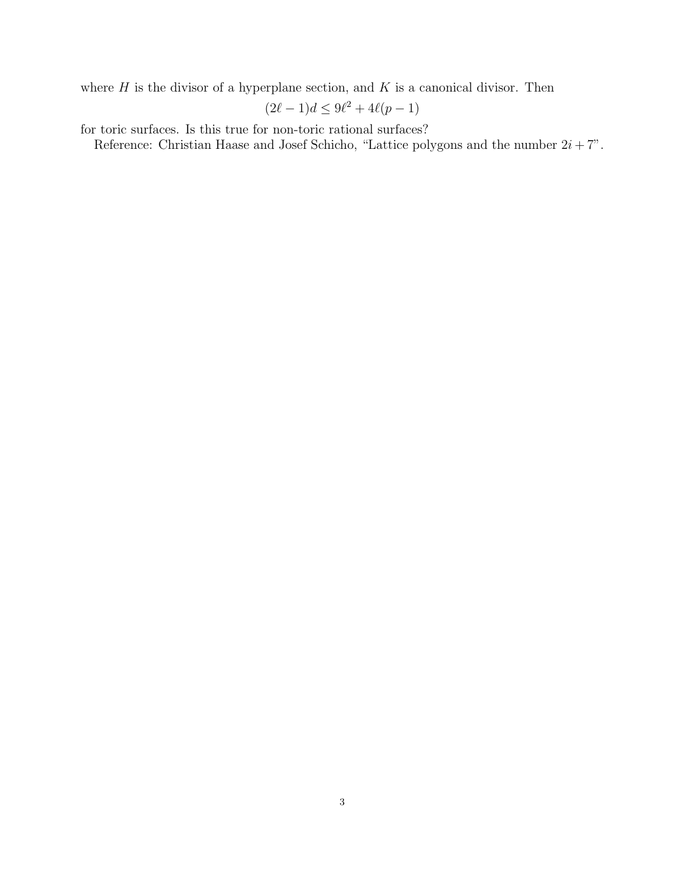where $H$ is the divisor of a hyperplane section, and $K$ is a canonical divisor. Then

$$(2\ell - 1)d \leq 9\ell^2 + 4\ell(p - 1)$$

for toric surfaces. Is this true for non-toric rational surfaces?

Reference: Christian Haase and Josef Schicho, "Lattice polygons and the number $2i + 7$".